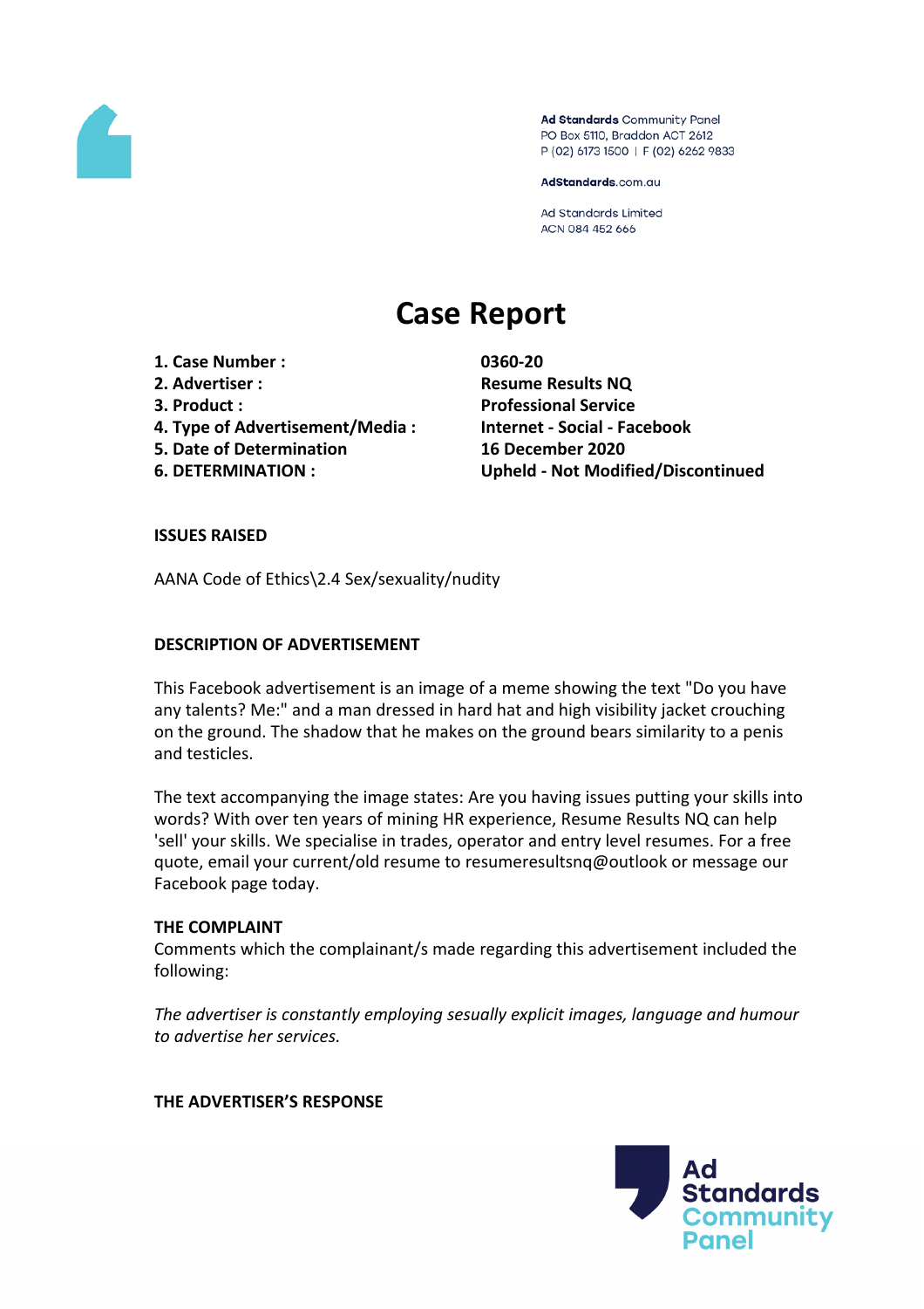Ad Standards Community Panel
PO Box 5110, Braddon ACT 2612
P (02) 6173 1500 | F (02) 6262 9833

AdStandards.com.au

Ad Standards Limited
ACN 084 452 666

# Case Report

| | |
|---|---|
| **1. Case Number :** | **0360-20** |
| **2. Advertiser :** | **Resume Results NQ** |
| **3. Product :** | **Professional Service** |
| **4. Type of Advertisement/Media :** | **Internet - Social - Facebook** |
| **5. Date of Determination** | **16 December 2020** |
| **6. DETERMINATION :** | **Upheld - Not Modified/Discontinued** |

**ISSUES RAISED**

AANA Code of Ethics\2.4 Sex/sexuality/nudity

**DESCRIPTION OF ADVERTISEMENT**

This Facebook advertisement is an image of a meme showing the text "Do you have any talents? Me:" and a man dressed in hard hat and high visibility jacket crouching on the ground. The shadow that he makes on the ground bears similarity to a penis and testicles.

The text accompanying the image states: Are you having issues putting your skills into words? With over ten years of mining HR experience, Resume Results NQ can help 'sell' your skills. We specialise in trades, operator and entry level resumes. For a free quote, email your current/old resume to resumeresultsnq@outlook or message our Facebook page today.

**THE COMPLAINT**

Comments which the complainant/s made regarding this advertisement included the following:

*The advertiser is constantly employing sesually explicit images, language and humour to advertise her services.*

**THE ADVERTISER'S RESPONSE**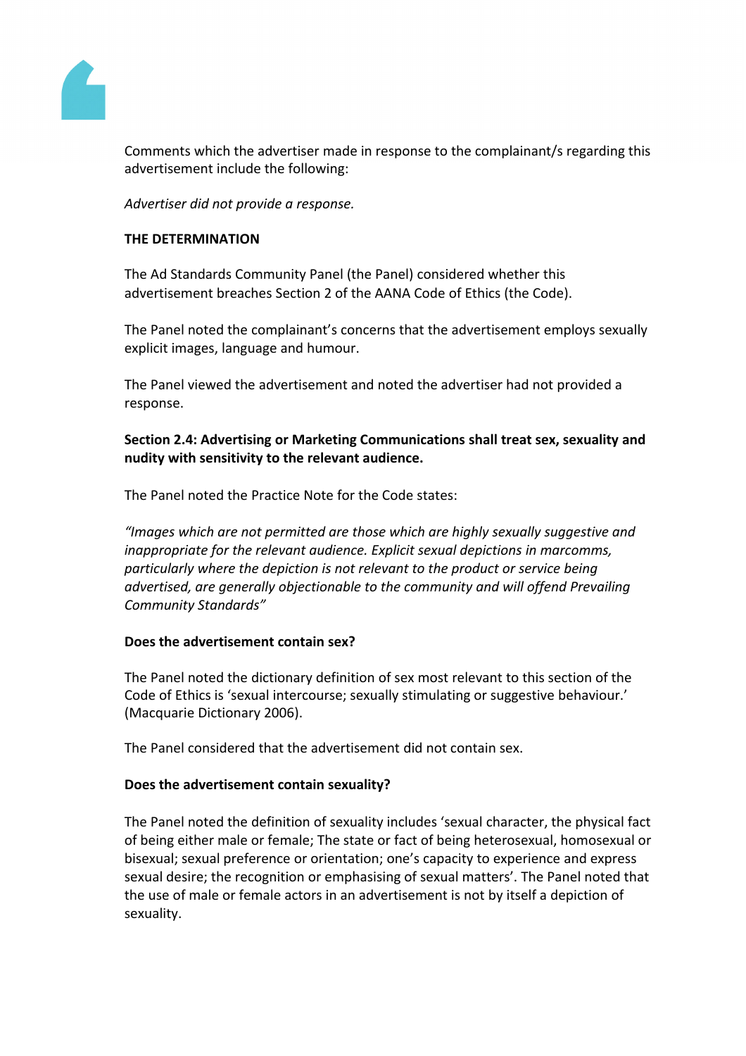Comments which the advertiser made in response to the complainant/s regarding this advertisement include the following:

*Advertiser did not provide a response.*

**THE DETERMINATION**

The Ad Standards Community Panel (the Panel) considered whether this advertisement breaches Section 2 of the AANA Code of Ethics (the Code).

The Panel noted the complainant's concerns that the advertisement employs sexually explicit images, language and humour.

The Panel viewed the advertisement and noted the advertiser had not provided a response.

**Section 2.4: Advertising or Marketing Communications shall treat sex, sexuality and nudity with sensitivity to the relevant audience.**

The Panel noted the Practice Note for the Code states:

*"Images which are not permitted are those which are highly sexually suggestive and inappropriate for the relevant audience. Explicit sexual depictions in marcomms, particularly where the depiction is not relevant to the product or service being advertised, are generally objectionable to the community and will offend Prevailing Community Standards"*

**Does the advertisement contain sex?**

The Panel noted the dictionary definition of sex most relevant to this section of the Code of Ethics is 'sexual intercourse; sexually stimulating or suggestive behaviour.' (Macquarie Dictionary 2006).

The Panel considered that the advertisement did not contain sex.

**Does the advertisement contain sexuality?**

The Panel noted the definition of sexuality includes 'sexual character, the physical fact of being either male or female; The state or fact of being heterosexual, homosexual or bisexual; sexual preference or orientation; one's capacity to experience and express sexual desire; the recognition or emphasising of sexual matters'. The Panel noted that the use of male or female actors in an advertisement is not by itself a depiction of sexuality.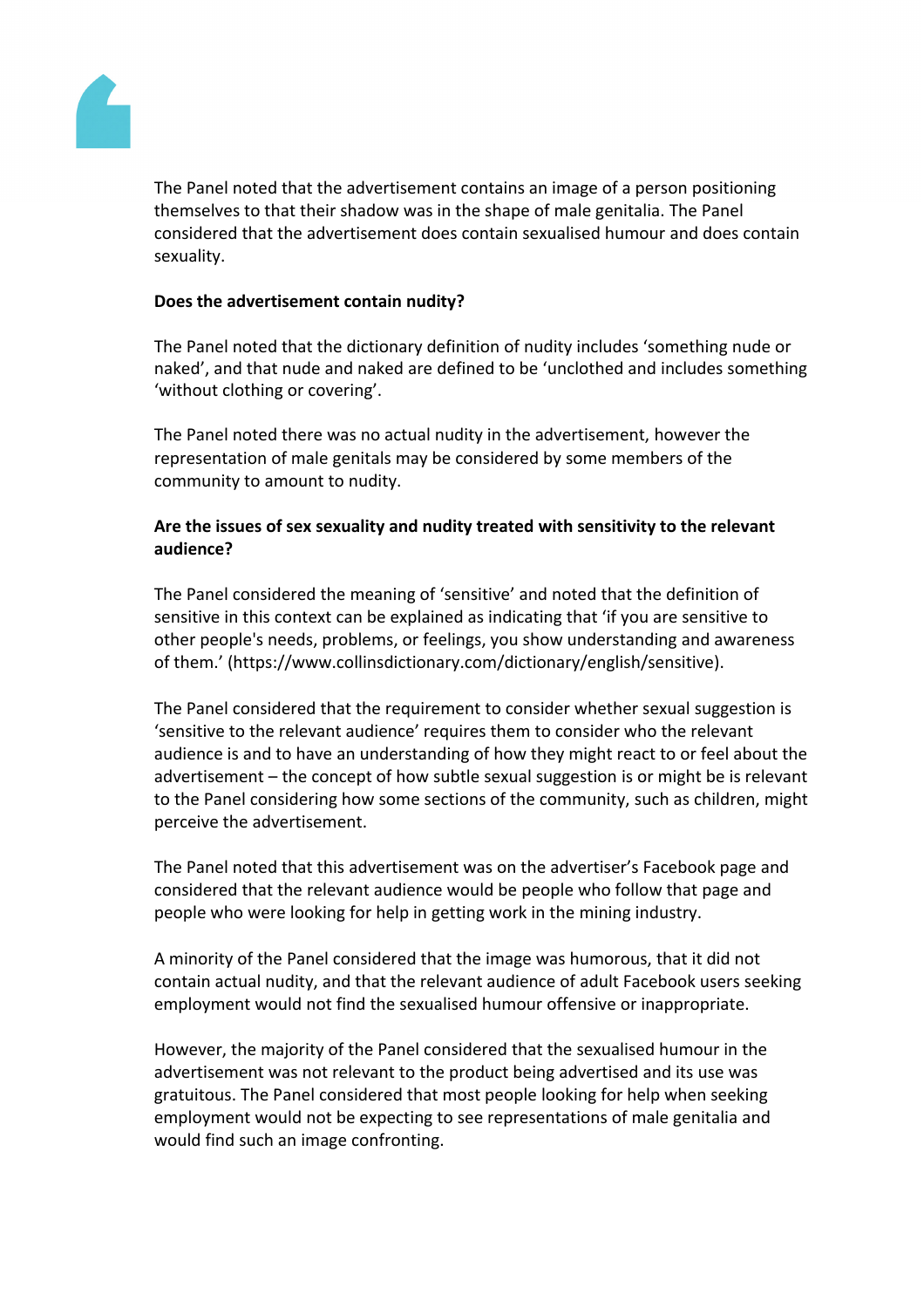The Panel noted that the advertisement contains an image of a person positioning themselves to that their shadow was in the shape of male genitalia. The Panel considered that the advertisement does contain sexualised humour and does contain sexuality.

**Does the advertisement contain nudity?**

The Panel noted that the dictionary definition of nudity includes 'something nude or naked', and that nude and naked are defined to be 'unclothed and includes something 'without clothing or covering'.

The Panel noted there was no actual nudity in the advertisement, however the representation of male genitals may be considered by some members of the community to amount to nudity.

**Are the issues of sex sexuality and nudity treated with sensitivity to the relevant audience?**

The Panel considered the meaning of 'sensitive' and noted that the definition of sensitive in this context can be explained as indicating that 'if you are sensitive to other people's needs, problems, or feelings, you show understanding and awareness of them.' (https://www.collinsdictionary.com/dictionary/english/sensitive).

The Panel considered that the requirement to consider whether sexual suggestion is 'sensitive to the relevant audience' requires them to consider who the relevant audience is and to have an understanding of how they might react to or feel about the advertisement – the concept of how subtle sexual suggestion is or might be is relevant to the Panel considering how some sections of the community, such as children, might perceive the advertisement.

The Panel noted that this advertisement was on the advertiser's Facebook page and considered that the relevant audience would be people who follow that page and people who were looking for help in getting work in the mining industry.

A minority of the Panel considered that the image was humorous, that it did not contain actual nudity, and that the relevant audience of adult Facebook users seeking employment would not find the sexualised humour offensive or inappropriate.

However, the majority of the Panel considered that the sexualised humour in the advertisement was not relevant to the product being advertised and its use was gratuitous. The Panel considered that most people looking for help when seeking employment would not be expecting to see representations of male genitalia and would find such an image confronting.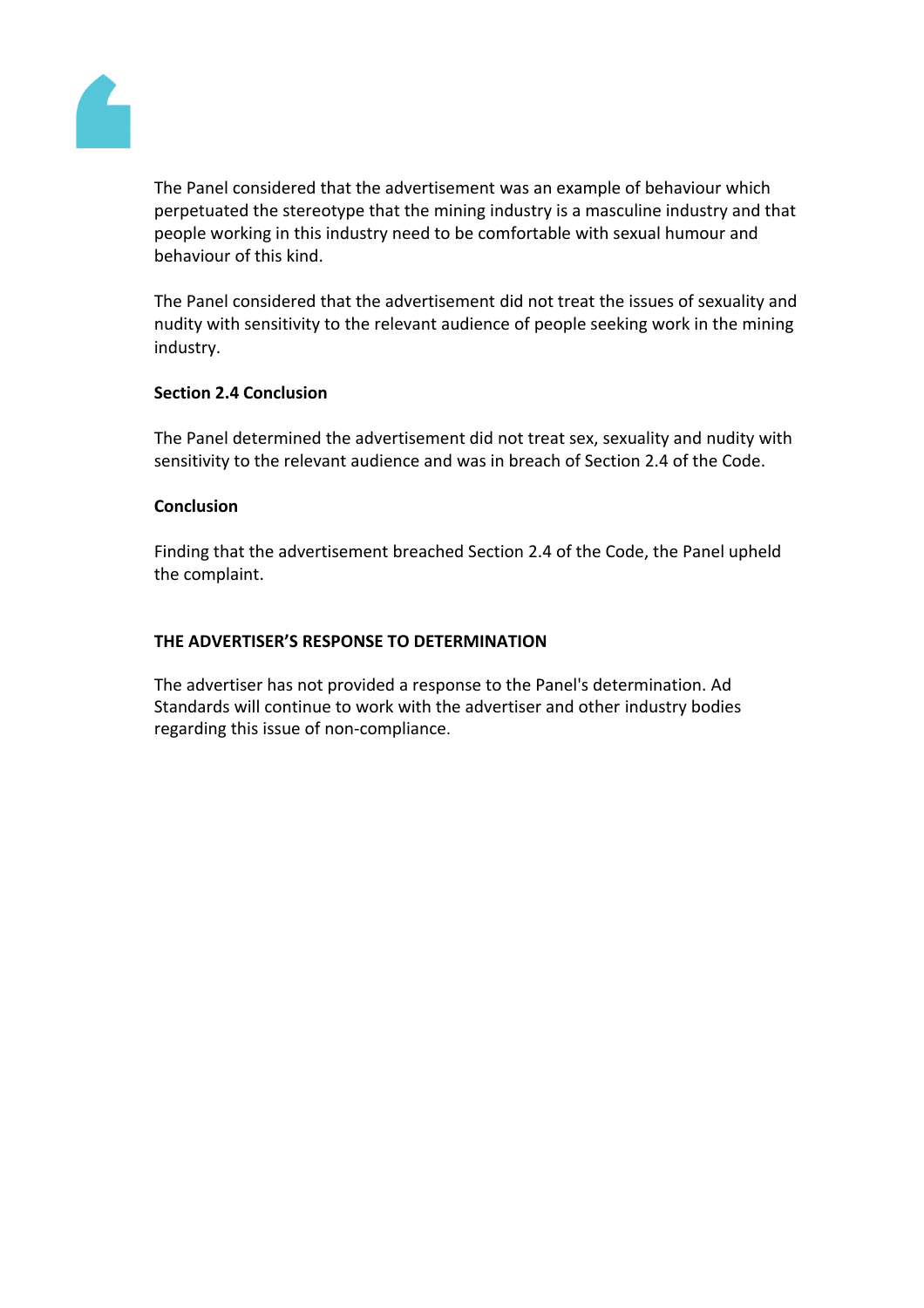The Panel considered that the advertisement was an example of behaviour which perpetuated the stereotype that the mining industry is a masculine industry and that people working in this industry need to be comfortable with sexual humour and behaviour of this kind.

The Panel considered that the advertisement did not treat the issues of sexuality and nudity with sensitivity to the relevant audience of people seeking work in the mining industry.

**Section 2.4 Conclusion**

The Panel determined the advertisement did not treat sex, sexuality and nudity with sensitivity to the relevant audience and was in breach of Section 2.4 of the Code.

**Conclusion**

Finding that the advertisement breached Section 2.4 of the Code, the Panel upheld the complaint.

**THE ADVERTISER'S RESPONSE TO DETERMINATION**

The advertiser has not provided a response to the Panel's determination. Ad Standards will continue to work with the advertiser and other industry bodies regarding this issue of non-compliance.